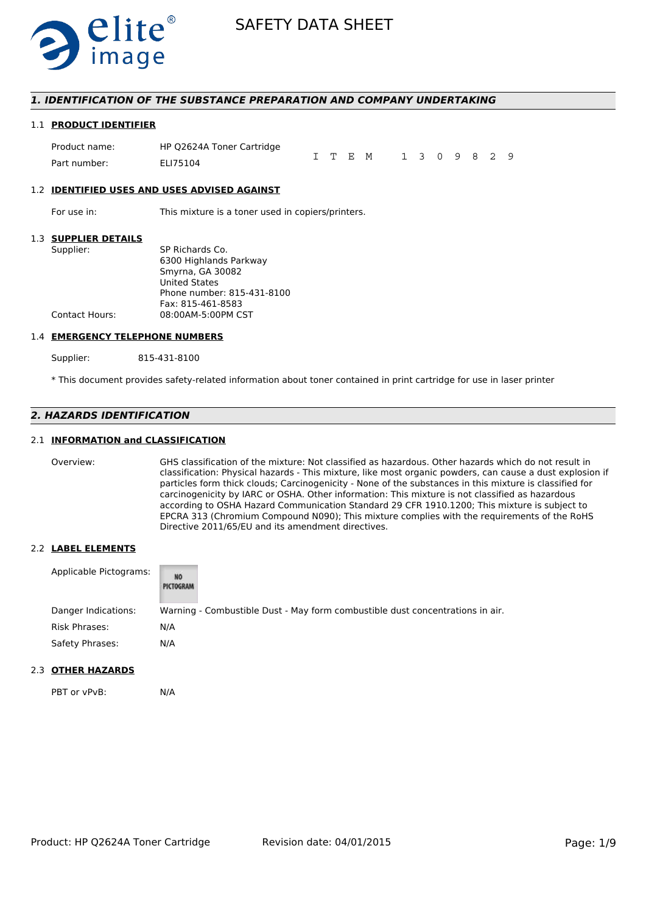# SAFETY DATA SHEET

## 1. IDENTIFICATION OF THE SUBSTANCE PREPARATION AND COMPANY UNDERTAKING

### 1.1 PRODUCT IDENTIFIER

| | |
|---|---|
| Product name: | HP Q2624A Toner Cartridge |
| Part number: | ELI75104 |

ITEM 1309829

### 1.2 IDENTIFIED USES AND USES ADVISED AGAINST

For use in: This mixture is a toner used in copiers/printers.

### 1.3 SUPPLIER DETAILS

Supplier:
SP Richards Co.
6300 Highlands Parkway
Smyrna, GA 30082
United States
Phone number: 815-431-8100
Fax: 815-461-8583

Contact Hours: 08:00AM-5:00PM CST

### 1.4 EMERGENCY TELEPHONE NUMBERS

Supplier: 815-431-8100

* This document provides safety-related information about toner contained in print cartridge for use in laser printer

## 2. HAZARDS IDENTIFICATION

### 2.1 INFORMATION and CLASSIFICATION

Overview: GHS classification of the mixture: Not classified as hazardous. Other hazards which do not result in classification: Physical hazards - This mixture, like most organic powders, can cause a dust explosion if particles form thick clouds; Carcinogenicity - None of the substances in this mixture is classified for carcinogenicity by IARC or OSHA. Other information: This mixture is not classified as hazardous according to OSHA Hazard Communication Standard 29 CFR 1910.1200; This mixture is subject to EPCRA 313 (Chromium Compound N090); This mixture complies with the requirements of the RoHS Directive 2011/65/EU and its amendment directives.

### 2.2 LABEL ELEMENTS

Applicable Pictograms: NO PICTOGRAM

Danger Indications: Warning - Combustible Dust - May form combustible dust concentrations in air.

Risk Phrases: N/A

Safety Phrases: N/A

### 2.3 OTHER HAZARDS

PBT or vPvB: N/A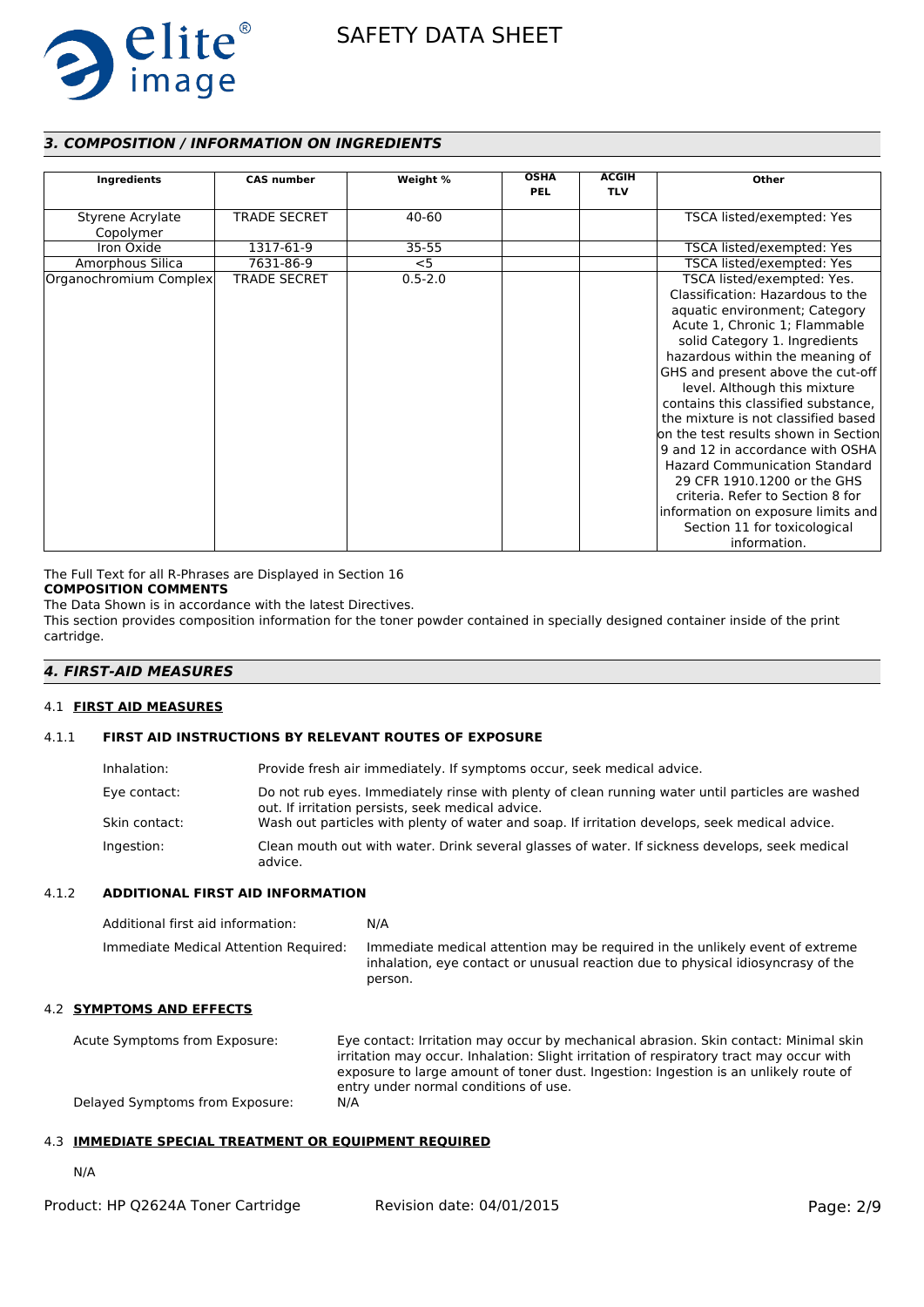## 3. COMPOSITION / INFORMATION ON INGREDIENTS

| Ingredients | CAS number | Weight % | OSHA PEL | ACGIH TLV | Other |
|---|---|---|---|---|---|
| Styrene Acrylate Copolymer | TRADE SECRET | 40-60 | | | TSCA listed/exempted: Yes |
| Iron Oxide | 1317-61-9 | 35-55 | | | TSCA listed/exempted: Yes |
| Amorphous Silica | 7631-86-9 | <5 | | | TSCA listed/exempted: Yes |
| Organochromium Complex | TRADE SECRET | 0.5-2.0 | | | TSCA listed/exempted: Yes. Classification: Hazardous to the aquatic environment; Category Acute 1, Chronic 1; Flammable solid Category 1. Ingredients hazardous within the meaning of GHS and present above the cut-off level. Although this mixture contains this classified substance, the mixture is not classified based on the test results shown in Section 9 and 12 in accordance with OSHA Hazard Communication Standard 29 CFR 1910.1200 or the GHS criteria. Refer to Section 8 for information on exposure limits and Section 11 for toxicological information. |

The Full Text for all R-Phrases are Displayed in Section 16

**COMPOSITION COMMENTS**

The Data Shown is in accordance with the latest Directives.

This section provides composition information for the toner powder contained in specially designed container inside of the print cartridge.

## 4. FIRST-AID MEASURES

### 4.1 FIRST AID MEASURES

#### 4.1.1 FIRST AID INSTRUCTIONS BY RELEVANT ROUTES OF EXPOSURE

- Inhalation: Provide fresh air immediately. If symptoms occur, seek medical advice.
- Eye contact: Do not rub eyes. Immediately rinse with plenty of clean running water until particles are washed out. If irritation persists, seek medical advice.
- Skin contact: Wash out particles with plenty of water and soap. If irritation develops, seek medical advice.
- Ingestion: Clean mouth out with water. Drink several glasses of water. If sickness develops, seek medical advice.

#### 4.1.2 ADDITIONAL FIRST AID INFORMATION

- Additional first aid information: N/A
- Immediate Medical Attention Required: Immediate medical attention may be required in the unlikely event of extreme inhalation, eye contact or unusual reaction due to physical idiosyncrasy of the person.

### 4.2 SYMPTOMS AND EFFECTS

- Acute Symptoms from Exposure: Eye contact: Irritation may occur by mechanical abrasion. Skin contact: Minimal skin irritation may occur. Inhalation: Slight irritation of respiratory tract may occur with exposure to large amount of toner dust. Ingestion: Ingestion is an unlikely route of entry under normal conditions of use.
- Delayed Symptoms from Exposure: N/A

### 4.3 IMMEDIATE SPECIAL TREATMENT OR EQUIPMENT REQUIRED

N/A

Product: HP Q2624A Toner Cartridge    Revision date: 04/01/2015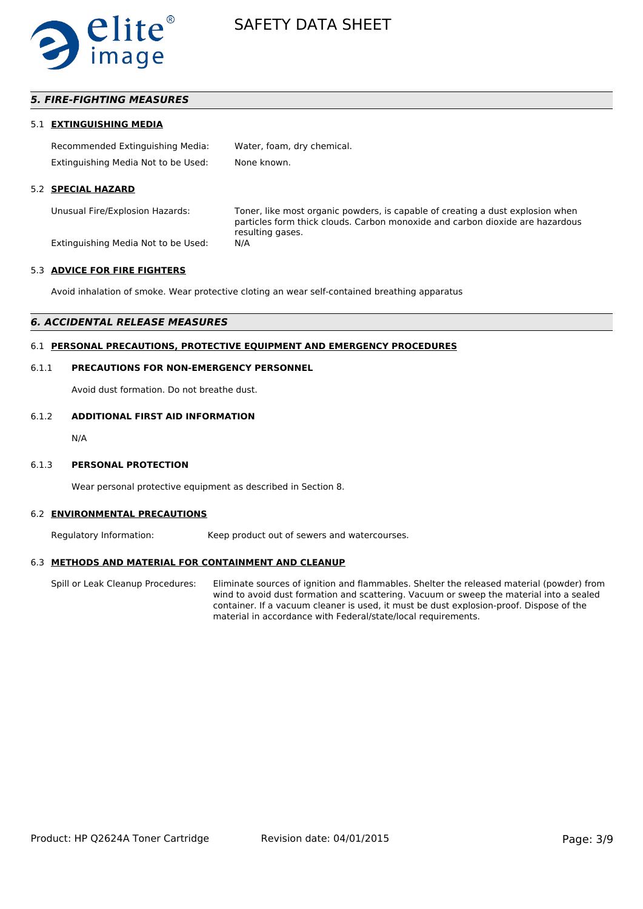## *5. FIRE-FIGHTING MEASURES*

### 5.1 EXTINGUISHING MEDIA

Recommended Extinguishing Media: Water, foam, dry chemical.

Extinguishing Media Not to be Used: None known.

### 5.2 SPECIAL HAZARD

Unusual Fire/Explosion Hazards: Toner, like most organic powders, is capable of creating a dust explosion when particles form thick clouds. Carbon monoxide and carbon dioxide are hazardous resulting gases.

Extinguishing Media Not to be Used: N/A

### 5.3 ADVICE FOR FIRE FIGHTERS

Avoid inhalation of smoke. Wear protective cloting an wear self-contained breathing apparatus

## *6. ACCIDENTAL RELEASE MEASURES*

### 6.1 PERSONAL PRECAUTIONS, PROTECTIVE EQUIPMENT AND EMERGENCY PROCEDURES

#### 6.1.1 PRECAUTIONS FOR NON-EMERGENCY PERSONNEL

Avoid dust formation. Do not breathe dust.

#### 6.1.2 ADDITIONAL FIRST AID INFORMATION

N/A

#### 6.1.3 PERSONAL PROTECTION

Wear personal protective equipment as described in Section 8.

### 6.2 ENVIRONMENTAL PRECAUTIONS

Regulatory Information: Keep product out of sewers and watercourses.

### 6.3 METHODS AND MATERIAL FOR CONTAINMENT AND CLEANUP

Spill or Leak Cleanup Procedures: Eliminate sources of ignition and flammables. Shelter the released material (powder) from wind to avoid dust formation and scattering. Vacuum or sweep the material into a sealed container. If a vacuum cleaner is used, it must be dust explosion-proof. Dispose of the material in accordance with Federal/state/local requirements.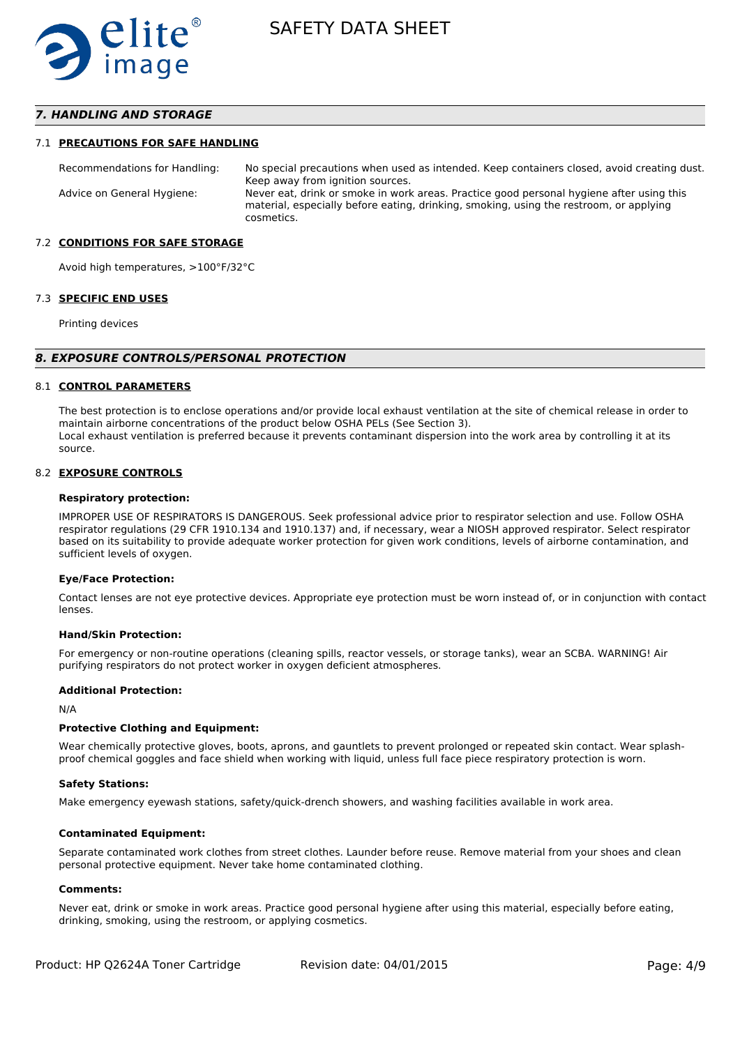## 7. HANDLING AND STORAGE

### 7.1 PRECAUTIONS FOR SAFE HANDLING

| | |
|---|---|
| Recommendations for Handling: | No special precautions when used as intended. Keep containers closed, avoid creating dust. Keep away from ignition sources. |
| Advice on General Hygiene: | Never eat, drink or smoke in work areas. Practice good personal hygiene after using this material, especially before eating, drinking, smoking, using the restroom, or applying cosmetics. |

### 7.2 CONDITIONS FOR SAFE STORAGE

Avoid high temperatures, >100°F/32°C

### 7.3 SPECIFIC END USES

Printing devices

## 8. EXPOSURE CONTROLS/PERSONAL PROTECTION

### 8.1 CONTROL PARAMETERS

The best protection is to enclose operations and/or provide local exhaust ventilation at the site of chemical release in order to maintain airborne concentrations of the product below OSHA PELs (See Section 3).
Local exhaust ventilation is preferred because it prevents contaminant dispersion into the work area by controlling it at its source.

### 8.2 EXPOSURE CONTROLS

**Respiratory protection:**

IMPROPER USE OF RESPIRATORS IS DANGEROUS. Seek professional advice prior to respirator selection and use. Follow OSHA respirator regulations (29 CFR 1910.134 and 1910.137) and, if necessary, wear a NIOSH approved respirator. Select respirator based on its suitability to provide adequate worker protection for given work conditions, levels of airborne contamination, and sufficient levels of oxygen.

**Eye/Face Protection:**

Contact lenses are not eye protective devices. Appropriate eye protection must be worn instead of, or in conjunction with contact lenses.

**Hand/Skin Protection:**

For emergency or non-routine operations (cleaning spills, reactor vessels, or storage tanks), wear an SCBA. WARNING! Air purifying respirators do not protect worker in oxygen deficient atmospheres.

**Additional Protection:**

N/A

**Protective Clothing and Equipment:**

Wear chemically protective gloves, boots, aprons, and gauntlets to prevent prolonged or repeated skin contact. Wear splash-proof chemical goggles and face shield when working with liquid, unless full face piece respiratory protection is worn.

**Safety Stations:**

Make emergency eyewash stations, safety/quick-drench showers, and washing facilities available in work area.

**Contaminated Equipment:**

Separate contaminated work clothes from street clothes. Launder before reuse. Remove material from your shoes and clean personal protective equipment. Never take home contaminated clothing.

**Comments:**

Never eat, drink or smoke in work areas. Practice good personal hygiene after using this material, especially before eating, drinking, smoking, using the restroom, or applying cosmetics.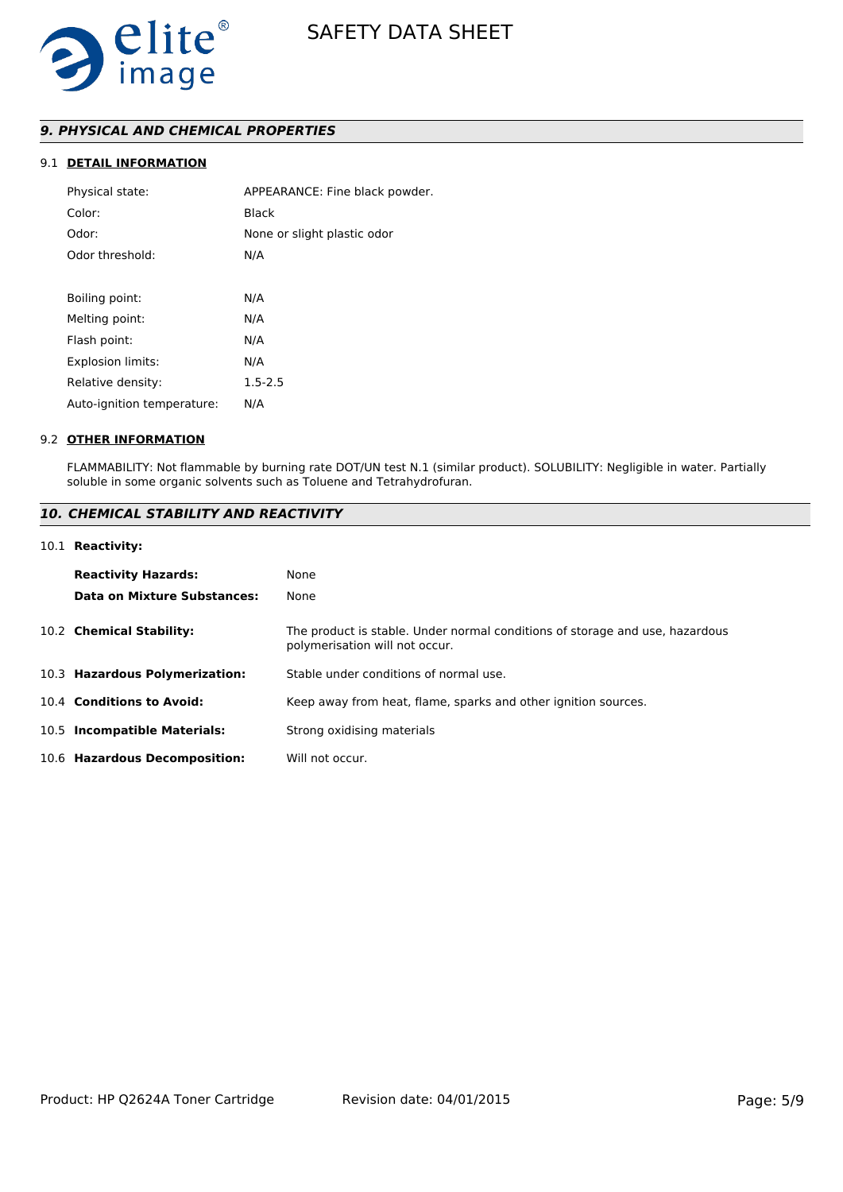## *9. PHYSICAL AND CHEMICAL PROPERTIES*

### 9.1 DETAIL INFORMATION

| | |
|---|---|
| Physical state: | APPEARANCE: Fine black powder. |
| Color: | Black |
| Odor: | None or slight plastic odor |
| Odor threshold: | N/A |
| Boiling point: | N/A |
| Melting point: | N/A |
| Flash point: | N/A |
| Explosion limits: | N/A |
| Relative density: | 1.5-2.5 |
| Auto-ignition temperature: | N/A |

### 9.2 OTHER INFORMATION

FLAMMABILITY: Not flammable by burning rate DOT/UN test N.1 (similar product). SOLUBILITY: Negligible in water. Partially soluble in some organic solvents such as Toluene and Tetrahydrofuran.

## *10. CHEMICAL STABILITY AND REACTIVITY*

10.1 **Reactivity:**

| | |
|---|---|
| **Reactivity Hazards:** | None |
| **Data on Mixture Substances:** | None |

| | |
|---|---|
| 10.2 **Chemical Stability:** | The product is stable. Under normal conditions of storage and use, hazardous polymerisation will not occur. |
| 10.3 **Hazardous Polymerization:** | Stable under conditions of normal use. |
| 10.4 **Conditions to Avoid:** | Keep away from heat, flame, sparks and other ignition sources. |
| 10.5 **Incompatible Materials:** | Strong oxidising materials |
| 10.6 **Hazardous Decomposition:** | Will not occur. |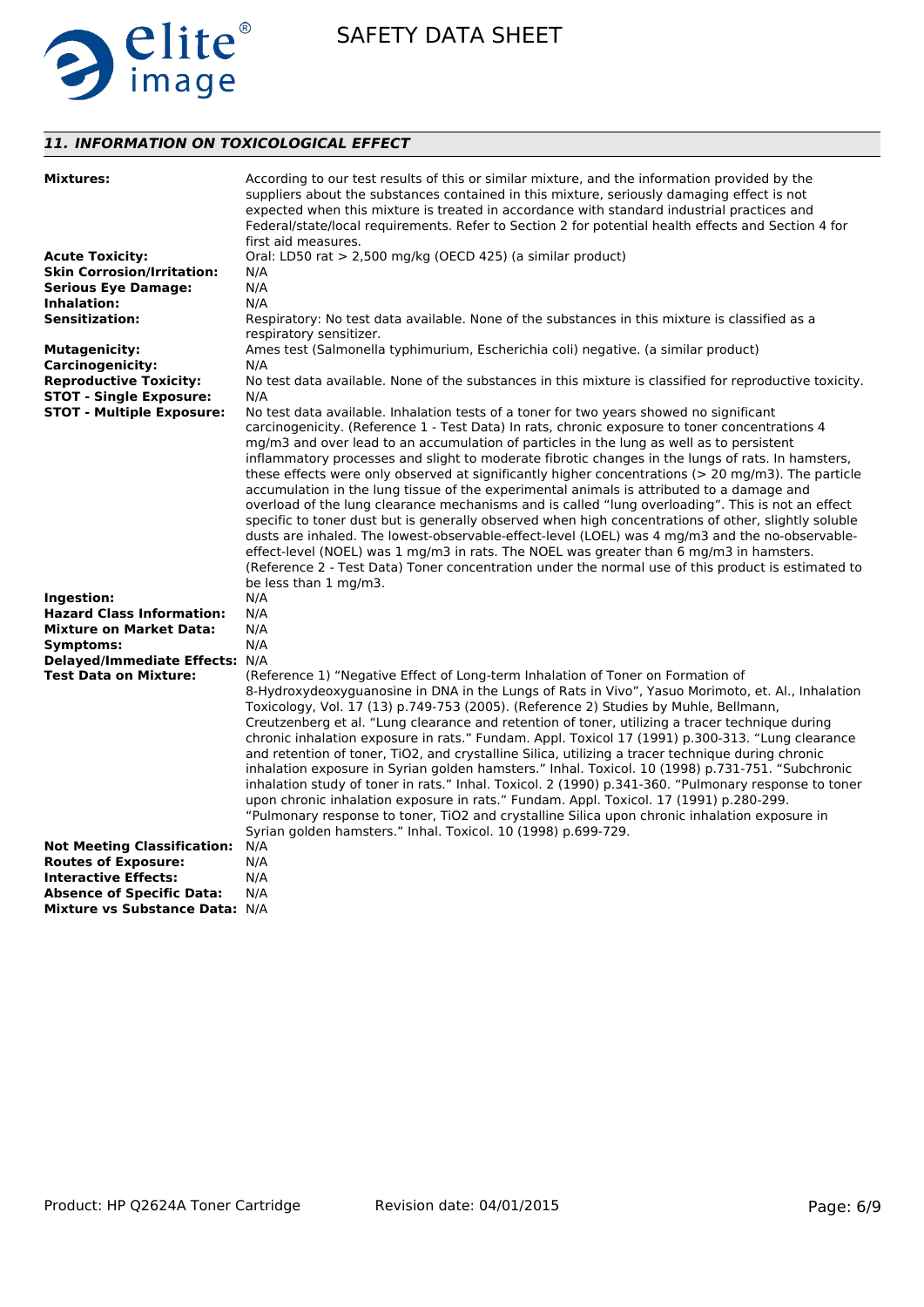## *11. INFORMATION ON TOXICOLOGICAL EFFECT*

**Mixtures:** According to our test results of this or similar mixture, and the information provided by the suppliers about the substances contained in this mixture, seriously damaging effect is not expected when this mixture is treated in accordance with standard industrial practices and Federal/state/local requirements. Refer to Section 2 for potential health effects and Section 4 for first aid measures.

**Acute Toxicity:** Oral: LD50 rat > 2,500 mg/kg (OECD 425) (a similar product)

**Skin Corrosion/Irritation:** N/A

**Serious Eye Damage:** N/A

**Inhalation:** N/A

**Sensitization:** Respiratory: No test data available. None of the substances in this mixture is classified as a respiratory sensitizer.

**Mutagenicity:** Ames test (Salmonella typhimurium, Escherichia coli) negative. (a similar product)

**Carcinogenicity:** N/A

**Reproductive Toxicity:** No test data available. None of the substances in this mixture is classified for reproductive toxicity.

**STOT - Single Exposure:** N/A

**STOT - Multiple Exposure:** No test data available. Inhalation tests of a toner for two years showed no significant carcinogenicity. (Reference 1 - Test Data) In rats, chronic exposure to toner concentrations 4 mg/m3 and over lead to an accumulation of particles in the lung as well as to persistent inflammatory processes and slight to moderate fibrotic changes in the lungs of rats. In hamsters, these effects were only observed at significantly higher concentrations (> 20 mg/m3). The particle accumulation in the lung tissue of the experimental animals is attributed to a damage and overload of the lung clearance mechanisms and is called “lung overloading”. This is not an effect specific to toner dust but is generally observed when high concentrations of other, slightly soluble dusts are inhaled. The lowest-observable-effect-level (LOEL) was 4 mg/m3 and the no-observable-effect-level (NOEL) was 1 mg/m3 in rats. The NOEL was greater than 6 mg/m3 in hamsters. (Reference 2 - Test Data) Toner concentration under the normal use of this product is estimated to be less than 1 mg/m3.

**Ingestion:** N/A

**Hazard Class Information:** N/A

**Mixture on Market Data:** N/A

**Symptoms:** N/A

**Delayed/Immediate Effects:** N/A

**Test Data on Mixture:** (Reference 1) “Negative Effect of Long-term Inhalation of Toner on Formation of 8-Hydroxydeoxyguanosine in DNA in the Lungs of Rats in Vivo”, Yasuo Morimoto, et. Al., Inhalation Toxicology, Vol. 17 (13) p.749-753 (2005). (Reference 2) Studies by Muhle, Bellmann, Creutzenberg et al. “Lung clearance and retention of toner, utilizing a tracer technique during chronic inhalation exposure in rats.” Fundam. Appl. Toxicol 17 (1991) p.300-313. “Lung clearance and retention of toner, TiO2, and crystalline Silica, utilizing a tracer technique during chronic inhalation exposure in Syrian golden hamsters.” Inhal. Toxicol. 10 (1998) p.731-751. “Subchronic inhalation study of toner in rats.” Inhal. Toxicol. 2 (1990) p.341-360. “Pulmonary response to toner upon chronic inhalation exposure in rats.” Fundam. Appl. Toxicol. 17 (1991) p.280-299. “Pulmonary response to toner, TiO2 and crystalline Silica upon chronic inhalation exposure in Syrian golden hamsters.” Inhal. Toxicol. 10 (1998) p.699-729.

**Not Meeting Classification:** N/A

**Routes of Exposure:** N/A

**Interactive Effects:** N/A

**Absence of Specific Data:** N/A

**Mixture vs Substance Data:** N/A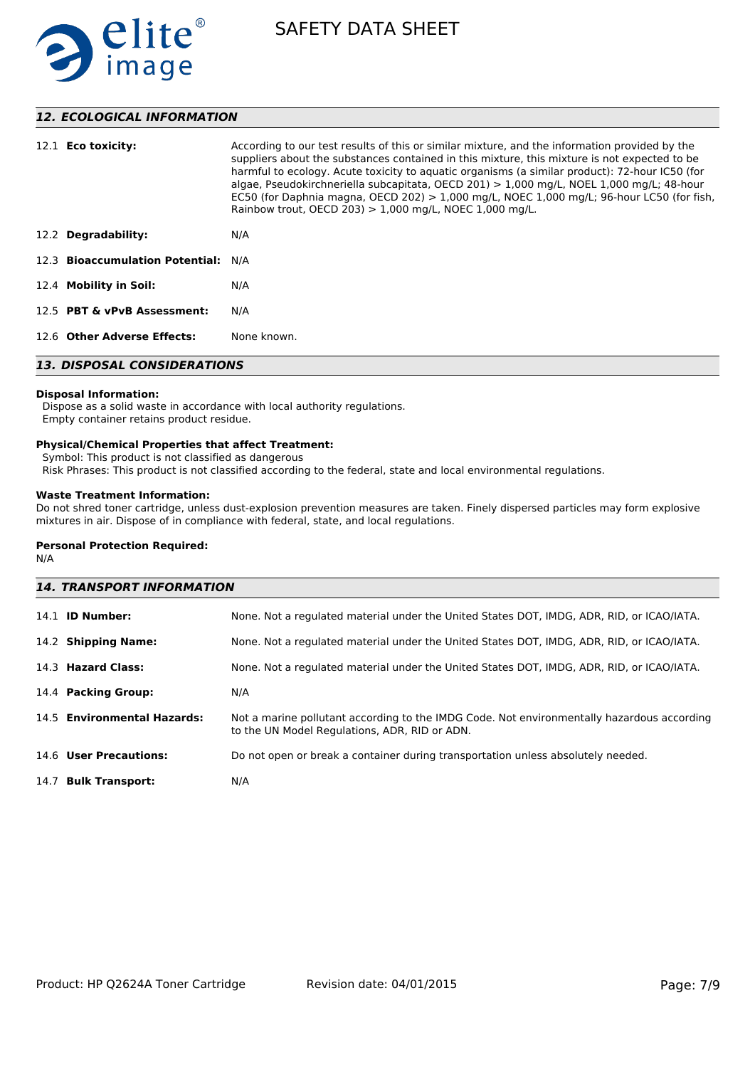## 12. ECOLOGICAL INFORMATION

| | |
|---|---|
| 12.1 **Eco toxicity:** | According to our test results of this or similar mixture, and the information provided by the suppliers about the substances contained in this mixture, this mixture is not expected to be harmful to ecology. Acute toxicity to aquatic organisms (a similar product): 72-hour IC50 (for algae, Pseudokirchneriella subcapitata, OECD 201) > 1,000 mg/L, NOEL 1,000 mg/L; 48-hour EC50 (for Daphnia magna, OECD 202) > 1,000 mg/L, NOEC 1,000 mg/L; 96-hour LC50 (for fish, Rainbow trout, OECD 203) > 1,000 mg/L, NOEC 1,000 mg/L. |
| 12.2 **Degradability:** | N/A |
| 12.3 **Bioaccumulation Potential:** | N/A |
| 12.4 **Mobility in Soil:** | N/A |
| 12.5 **PBT & vPvB Assessment:** | N/A |
| 12.6 **Other Adverse Effects:** | None known. |

## 13. DISPOSAL CONSIDERATIONS

**Disposal Information:**
Dispose as a solid waste in accordance with local authority regulations.
Empty container retains product residue.

**Physical/Chemical Properties that affect Treatment:**
Symbol: This product is not classified as dangerous
Risk Phrases: This product is not classified according to the federal, state and local environmental regulations.

**Waste Treatment Information:**
Do not shred toner cartridge, unless dust-explosion prevention measures are taken. Finely dispersed particles may form explosive mixtures in air. Dispose of in compliance with federal, state, and local regulations.

**Personal Protection Required:**
N/A

## 14. TRANSPORT INFORMATION

| | |
|---|---|
| 14.1 **ID Number:** | None. Not a regulated material under the United States DOT, IMDG, ADR, RID, or ICAO/IATA. |
| 14.2 **Shipping Name:** | None. Not a regulated material under the United States DOT, IMDG, ADR, RID, or ICAO/IATA. |
| 14.3 **Hazard Class:** | None. Not a regulated material under the United States DOT, IMDG, ADR, RID, or ICAO/IATA. |
| 14.4 **Packing Group:** | N/A |
| 14.5 **Environmental Hazards:** | Not a marine pollutant according to the IMDG Code. Not environmentally hazardous according to the UN Model Regulations, ADR, RID or ADN. |
| 14.6 **User Precautions:** | Do not open or break a container during transportation unless absolutely needed. |
| 14.7 **Bulk Transport:** | N/A |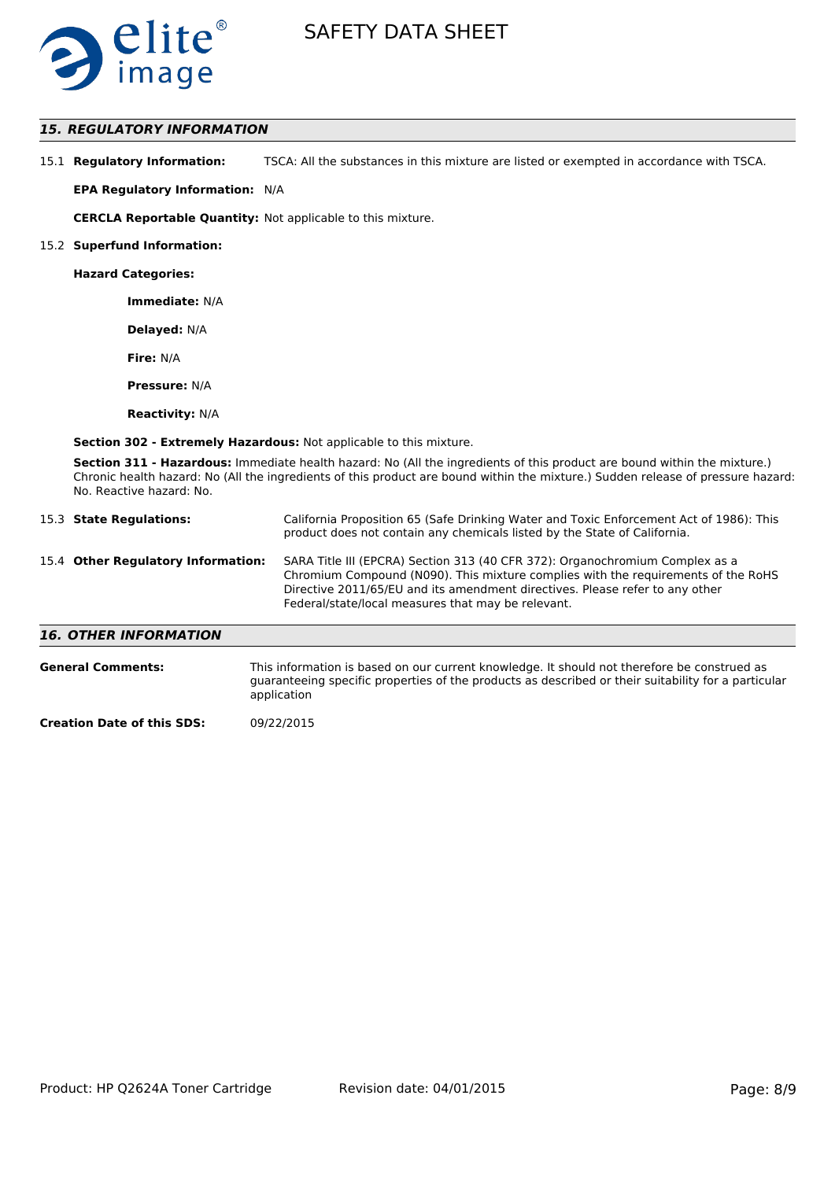## 15. REGULATORY INFORMATION

15.1 **Regulatory Information:** TSCA: All the substances in this mixture are listed or exempted in accordance with TSCA.

**EPA Regulatory Information:** N/A

**CERCLA Reportable Quantity:** Not applicable to this mixture.

15.2 **Superfund Information:**

**Hazard Categories:**

**Immediate:** N/A

**Delayed:** N/A

**Fire:** N/A

**Pressure:** N/A

**Reactivity:** N/A

**Section 302 - Extremely Hazardous:** Not applicable to this mixture.

**Section 311 - Hazardous:** Immediate health hazard: No (All the ingredients of this product are bound within the mixture.) Chronic health hazard: No (All the ingredients of this product are bound within the mixture.) Sudden release of pressure hazard: No. Reactive hazard: No.

15.3 **State Regulations:** California Proposition 65 (Safe Drinking Water and Toxic Enforcement Act of 1986): This product does not contain any chemicals listed by the State of California.

15.4 **Other Regulatory Information:** SARA Title III (EPCRA) Section 313 (40 CFR 372): Organochromium Complex as a Chromium Compound (N090). This mixture complies with the requirements of the RoHS Directive 2011/65/EU and its amendment directives. Please refer to any other Federal/state/local measures that may be relevant.

## 16. OTHER INFORMATION

**General Comments:** This information is based on our current knowledge. It should not therefore be construed as guaranteeing specific properties of the products as described or their suitability for a particular application

**Creation Date of this SDS:** 09/22/2015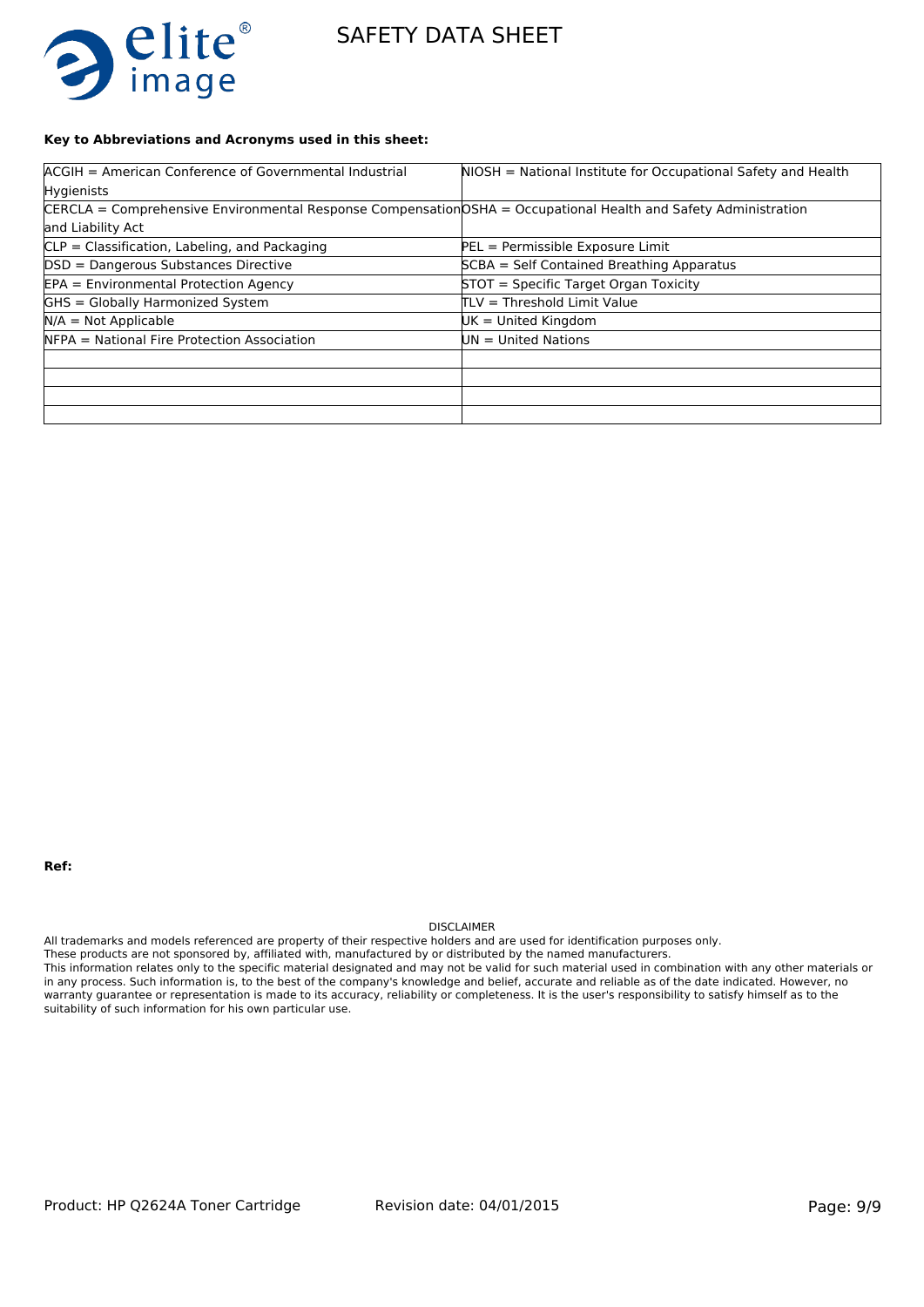**Key to Abbreviations and Acronyms used in this sheet:**

| | |
|---|---|
| ACGIH = American Conference of Governmental Industrial Hygienists | NIOSH = National Institute for Occupational Safety and Health |
| CERCLA = Comprehensive Environmental Response Compensation and Liability Act | OSHA = Occupational Health and Safety Administration |
| CLP = Classification, Labeling, and Packaging | PEL = Permissible Exposure Limit |
| DSD = Dangerous Substances Directive | SCBA = Self Contained Breathing Apparatus |
| EPA = Environmental Protection Agency | STOT = Specific Target Organ Toxicity |
| GHS = Globally Harmonized System | TLV = Threshold Limit Value |
| N/A = Not Applicable | UK = United Kingdom |
| NFPA = National Fire Protection Association | UN = United Nations |
| | |
| | |
| | |
| | |

**Ref:**

DISCLAIMER

All trademarks and models referenced are property of their respective holders and are used for identification purposes only.
These products are not sponsored by, affiliated with, manufactured by or distributed by the named manufacturers.
This information relates only to the specific material designated and may not be valid for such material used in combination with any other materials or in any process. Such information is, to the best of the company's knowledge and belief, accurate and reliable as of the date indicated. However, no warranty guarantee or representation is made to its accuracy, reliability or completeness. It is the user's responsibility to satisfy himself as to the suitability of such information for his own particular use.